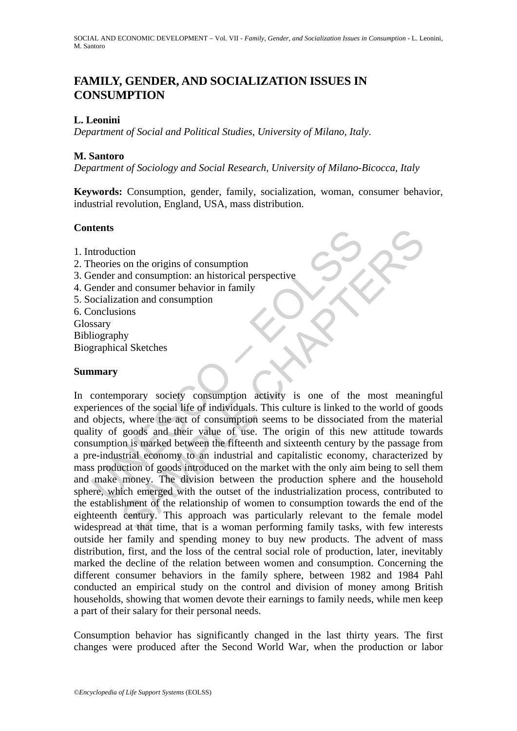# FAMILY, GENDER, AND SOCIALIZATION ISSUES IN CONSUMPTION

**L. Leonini**

*Department of Social and Political Studies, University of Milano, Italy.*

**M. Santoro**

*Department of Sociology and Social Research, University of Milano-Bicocca, Italy*

**Keywords:** Consumption, gender, family, socialization, woman, consumer behavior, industrial revolution, England, USA, mass distribution.

## Contents

1. Introduction
2. Theories on the origins of consumption
3. Gender and consumption: an historical perspective
4. Gender and consumer behavior in family
5. Socialization and consumption
6. Conclusions

Glossary
Bibliography
Biographical Sketches

## Summary

In contemporary society consumption activity is one of the most meaningful experiences of the social life of individuals. This culture is linked to the world of goods and objects, where the act of consumption seems to be dissociated from the material quality of goods and their value of use. The origin of this new attitude towards consumption is marked between the fifteenth and sixteenth century by the passage from a pre-industrial economy to an industrial and capitalistic economy, characterized by mass production of goods introduced on the market with the only aim being to sell them and make money. The division between the production sphere and the household sphere, which emerged with the outset of the industrialization process, contributed to the establishment of the relationship of women to consumption towards the end of the eighteenth century. This approach was particularly relevant to the female model widespread at that time, that is a woman performing family tasks, with few interests outside her family and spending money to buy new products. The advent of mass distribution, first, and the loss of the central social role of production, later, inevitably marked the decline of the relation between women and consumption. Concerning the different consumer behaviors in the family sphere, between 1982 and 1984 Pahl conducted an empirical study on the control and division of money among British households, showing that women devote their earnings to family needs, while men keep a part of their salary for their personal needs.

Consumption behavior has significantly changed in the last thirty years. The first changes were produced after the Second World War, when the production or labor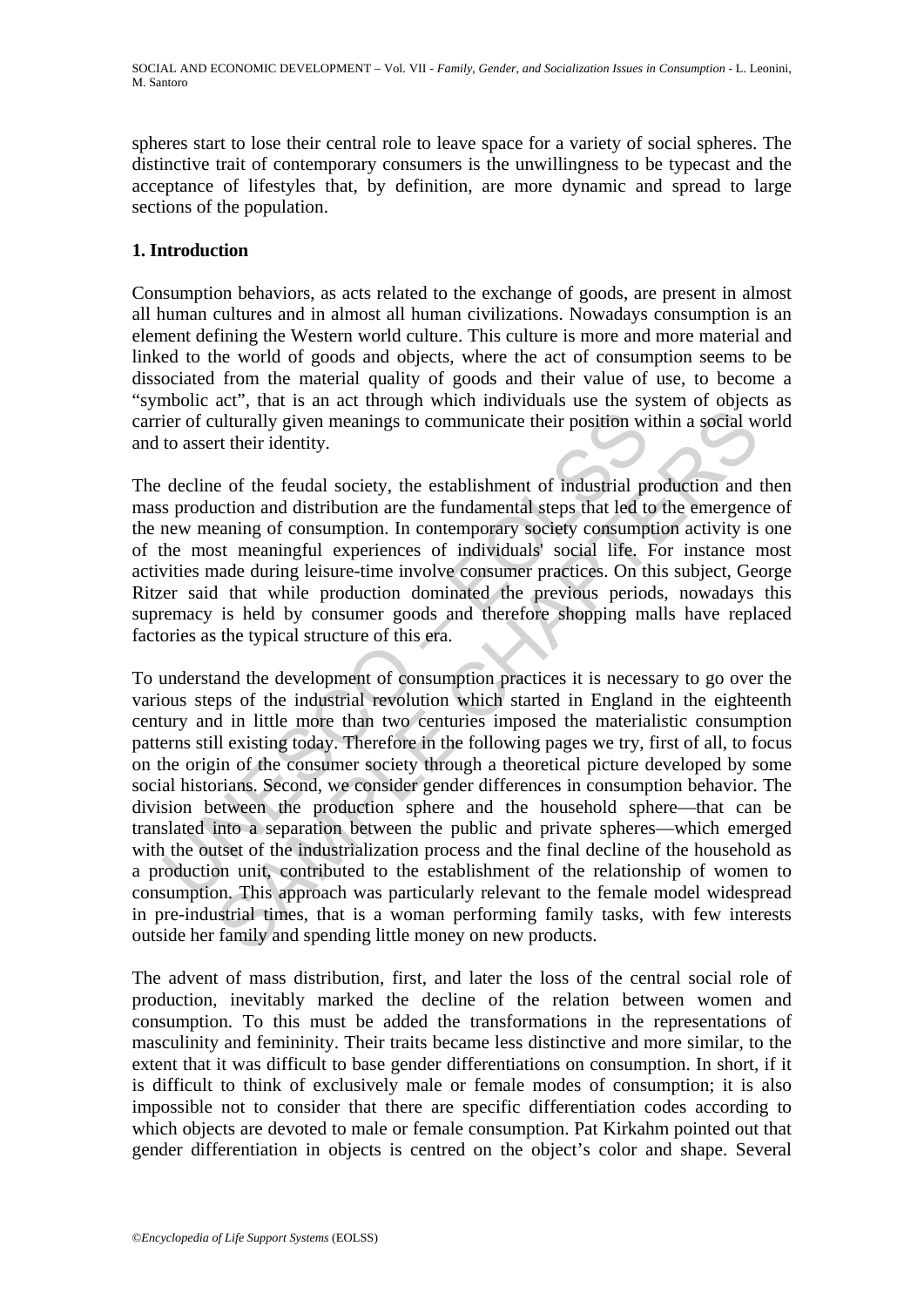spheres start to lose their central role to leave space for a variety of social spheres. The distinctive trait of contemporary consumers is the unwillingness to be typecast and the acceptance of lifestyles that, by definition, are more dynamic and spread to large sections of the population.

## 1. Introduction

Consumption behaviors, as acts related to the exchange of goods, are present in almost all human cultures and in almost all human civilizations. Nowadays consumption is an element defining the Western world culture. This culture is more and more material and linked to the world of goods and objects, where the act of consumption seems to be dissociated from the material quality of goods and their value of use, to become a "symbolic act", that is an act through which individuals use the system of objects as carrier of culturally given meanings to communicate their position within a social world and to assert their identity.

The decline of the feudal society, the establishment of industrial production and then mass production and distribution are the fundamental steps that led to the emergence of the new meaning of consumption. In contemporary society consumption activity is one of the most meaningful experiences of individuals' social life. For instance most activities made during leisure-time involve consumer practices. On this subject, George Ritzer said that while production dominated the previous periods, nowadays this supremacy is held by consumer goods and therefore shopping malls have replaced factories as the typical structure of this era.

To understand the development of consumption practices it is necessary to go over the various steps of the industrial revolution which started in England in the eighteenth century and in little more than two centuries imposed the materialistic consumption patterns still existing today. Therefore in the following pages we try, first of all, to focus on the origin of the consumer society through a theoretical picture developed by some social historians. Second, we consider gender differences in consumption behavior. The division between the production sphere and the household sphere—that can be translated into a separation between the public and private spheres—which emerged with the outset of the industrialization process and the final decline of the household as a production unit, contributed to the establishment of the relationship of women to consumption. This approach was particularly relevant to the female model widespread in pre-industrial times, that is a woman performing family tasks, with few interests outside her family and spending little money on new products.

The advent of mass distribution, first, and later the loss of the central social role of production, inevitably marked the decline of the relation between women and consumption. To this must be added the transformations in the representations of masculinity and femininity. Their traits became less distinctive and more similar, to the extent that it was difficult to base gender differentiations on consumption. In short, if it is difficult to think of exclusively male or female modes of consumption; it is also impossible not to consider that there are specific differentiation codes according to which objects are devoted to male or female consumption. Pat Kirkahm pointed out that gender differentiation in objects is centred on the object's color and shape. Several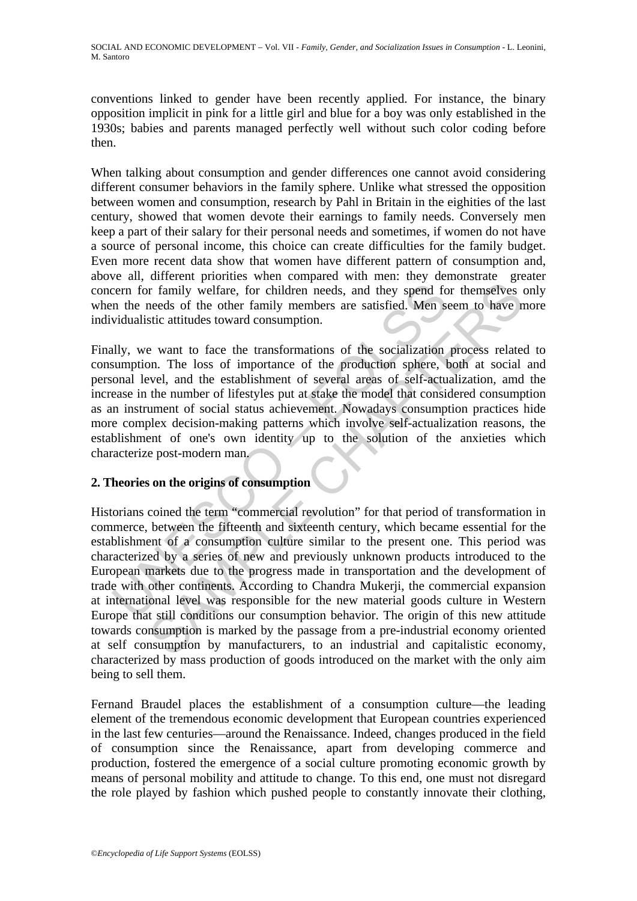conventions linked to gender have been recently applied. For instance, the binary opposition implicit in pink for a little girl and blue for a boy was only established in the 1930s; babies and parents managed perfectly well without such color coding before then.

When talking about consumption and gender differences one cannot avoid considering different consumer behaviors in the family sphere. Unlike what stressed the opposition between women and consumption, research by Pahl in Britain in the eighities of the last century, showed that women devote their earnings to family needs. Conversely men keep a part of their salary for their personal needs and sometimes, if women do not have a source of personal income, this choice can create difficulties for the family budget. Even more recent data show that women have different pattern of consumption and, above all, different priorities when compared with men: they demonstrate greater concern for family welfare, for children needs, and they spend for themselves only when the needs of the other family members are satisfied. Men seem to have more individualistic attitudes toward consumption.

Finally, we want to face the transformations of the socialization process related to consumption. The loss of importance of the production sphere, both at social and personal level, and the establishment of several areas of self-actualization, amd the increase in the number of lifestyles put at stake the model that considered consumption as an instrument of social status achievement. Nowadays consumption practices hide more complex decision-making patterns which involve self-actualization reasons, the establishment of one's own identity up to the solution of the anxieties which characterize post-modern man.

## 2. Theories on the origins of consumption

Historians coined the term “commercial revolution” for that period of transformation in commerce, between the fifteenth and sixteenth century, which became essential for the establishment of a consumption culture similar to the present one. This period was characterized by a series of new and previously unknown products introduced to the European markets due to the progress made in transportation and the development of trade with other continents. According to Chandra Mukerji, the commercial expansion at international level was responsible for the new material goods culture in Western Europe that still conditions our consumption behavior. The origin of this new attitude towards consumption is marked by the passage from a pre-industrial economy oriented at self consumption by manufacturers, to an industrial and capitalistic economy, characterized by mass production of goods introduced on the market with the only aim being to sell them.

Fernand Braudel places the establishment of a consumption culture—the leading element of the tremendous economic development that European countries experienced in the last few centuries—around the Renaissance. Indeed, changes produced in the field of consumption since the Renaissance, apart from developing commerce and production, fostered the emergence of a social culture promoting economic growth by means of personal mobility and attitude to change. To this end, one must not disregard the role played by fashion which pushed people to constantly innovate their clothing,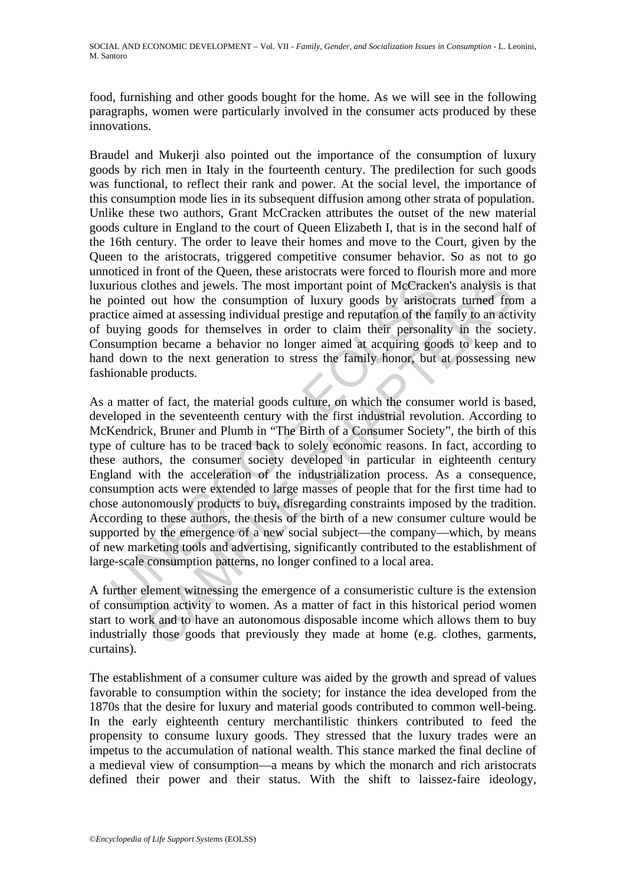food, furnishing and other goods bought for the home. As we will see in the following paragraphs, women were particularly involved in the consumer acts produced by these innovations.

Braudel and Mukerji also pointed out the importance of the consumption of luxury goods by rich men in Italy in the fourteenth century. The predilection for such goods was functional, to reflect their rank and power. At the social level, the importance of this consumption mode lies in its subsequent diffusion among other strata of population. Unlike these two authors, Grant McCracken attributes the outset of the new material goods culture in England to the court of Queen Elizabeth I, that is in the second half of the 16th century. The order to leave their homes and move to the Court, given by the Queen to the aristocrats, triggered competitive consumer behavior. So as not to go unnoticed in front of the Queen, these aristocrats were forced to flourish more and more luxurious clothes and jewels. The most important point of McCracken's analysis is that he pointed out how the consumption of luxury goods by aristocrats turned from a practice aimed at assessing individual prestige and reputation of the family to an activity of buying goods for themselves in order to claim their personality in the society. Consumption became a behavior no longer aimed at acquiring goods to keep and to hand down to the next generation to stress the family honor, but at possessing new fashionable products.

As a matter of fact, the material goods culture, on which the consumer world is based, developed in the seventeenth century with the first industrial revolution. According to McKendrick, Bruner and Plumb in "The Birth of a Consumer Society", the birth of this type of culture has to be traced back to solely economic reasons. In fact, according to these authors, the consumer society developed in particular in eighteenth century England with the acceleration of the industrialization process. As a consequence, consumption acts were extended to large masses of people that for the first time had to chose autonomously products to buy, disregarding constraints imposed by the tradition. According to these authors, the thesis of the birth of a new consumer culture would be supported by the emergence of a new social subject—the company—which, by means of new marketing tools and advertising, significantly contributed to the establishment of large-scale consumption patterns, no longer confined to a local area.

A further element witnessing the emergence of a consumeristic culture is the extension of consumption activity to women. As a matter of fact in this historical period women start to work and to have an autonomous disposable income which allows them to buy industrially those goods that previously they made at home (e.g. clothes, garments, curtains).

The establishment of a consumer culture was aided by the growth and spread of values favorable to consumption within the society; for instance the idea developed from the 1870s that the desire for luxury and material goods contributed to common well-being. In the early eighteenth century merchantilistic thinkers contributed to feed the propensity to consume luxury goods. They stressed that the luxury trades were an impetus to the accumulation of national wealth. This stance marked the final decline of a medieval view of consumption—a means by which the monarch and rich aristocrats defined their power and their status. With the shift to laissez-faire ideology,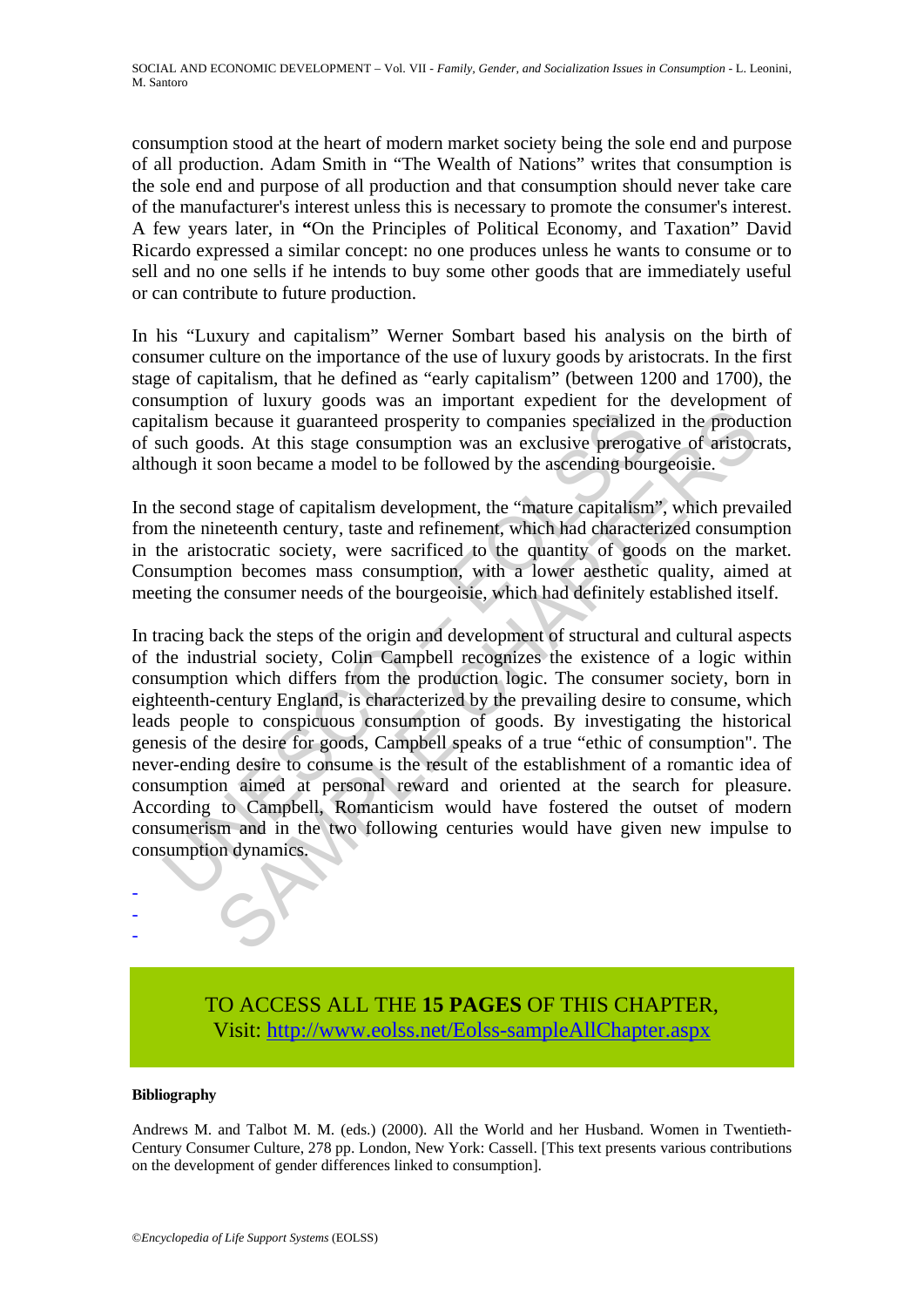consumption stood at the heart of modern market society being the sole end and purpose of all production. Adam Smith in "The Wealth of Nations" writes that consumption is the sole end and purpose of all production and that consumption should never take care of the manufacturer's interest unless this is necessary to promote the consumer's interest. A few years later, in **"**On the Principles of Political Economy, and Taxation" David Ricardo expressed a similar concept: no one produces unless he wants to consume or to sell and no one sells if he intends to buy some other goods that are immediately useful or can contribute to future production.

In his "Luxury and capitalism" Werner Sombart based his analysis on the birth of consumer culture on the importance of the use of luxury goods by aristocrats. In the first stage of capitalism, that he defined as "early capitalism" (between 1200 and 1700), the consumption of luxury goods was an important expedient for the development of capitalism because it guaranteed prosperity to companies specialized in the production of such goods. At this stage consumption was an exclusive prerogative of aristocrats, although it soon became a model to be followed by the ascending bourgeoisie.

In the second stage of capitalism development, the "mature capitalism", which prevailed from the nineteenth century, taste and refinement, which had characterized consumption in the aristocratic society, were sacrificed to the quantity of goods on the market. Consumption becomes mass consumption, with a lower aesthetic quality, aimed at meeting the consumer needs of the bourgeoisie, which had definitely established itself.

In tracing back the steps of the origin and development of structural and cultural aspects of the industrial society, Colin Campbell recognizes the existence of a logic within consumption which differs from the production logic. The consumer society, born in eighteenth-century England, is characterized by the prevailing desire to consume, which leads people to conspicuous consumption of goods. By investigating the historical genesis of the desire for goods, Campbell speaks of a true "ethic of consumption". The never-ending desire to consume is the result of the establishment of a romantic idea of consumption aimed at personal reward and oriented at the search for pleasure. According to Campbell, Romanticism would have fostered the outset of modern consumerism and in the two following centuries would have given new impulse to consumption dynamics.

-
-
-

TO ACCESS ALL THE **15 PAGES** OF THIS CHAPTER,
Visit: http://www.eolss.net/Eolss-sampleAllChapter.aspx

#### Bibliography

Andrews M. and Talbot M. M. (eds.) (2000). All the World and her Husband. Women in Twentieth-Century Consumer Culture, 278 pp. London, New York: Cassell. [This text presents various contributions on the development of gender differences linked to consumption].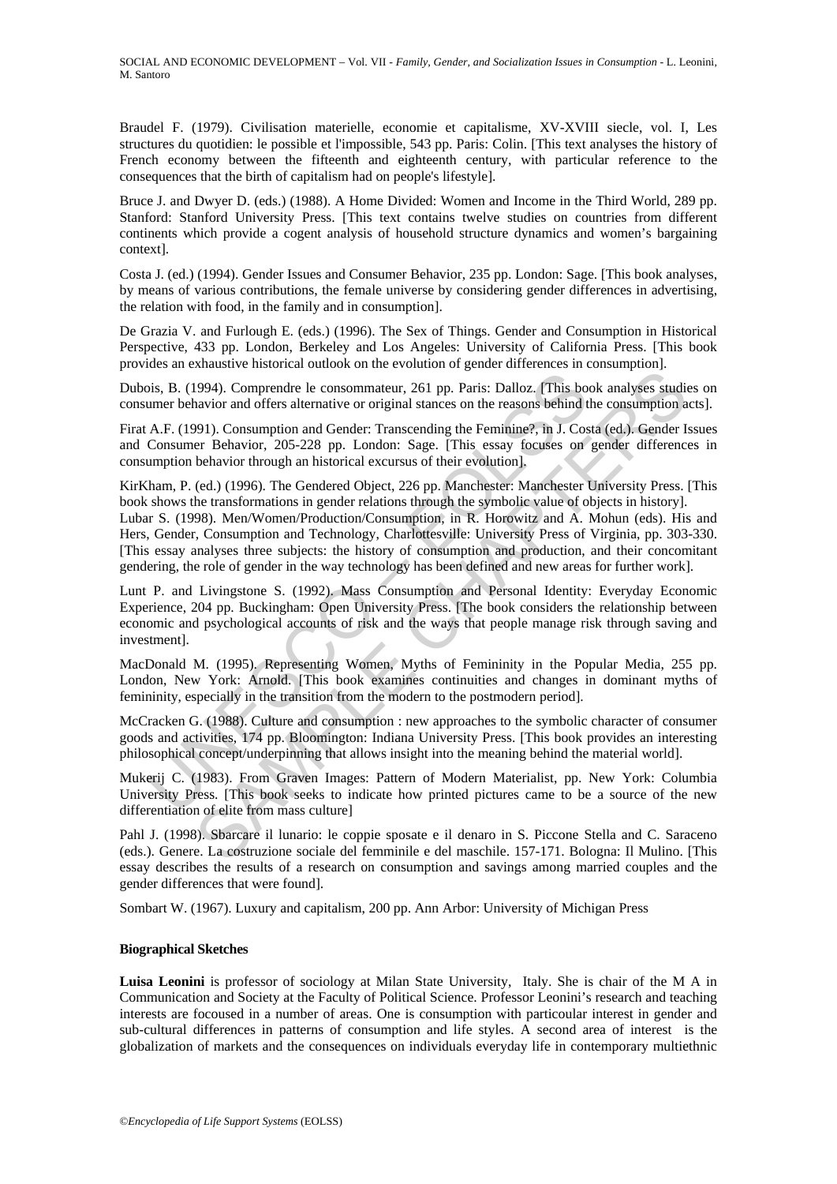Braudel F. (1979). Civilisation materielle, economie et capitalisme, XV-XVIII siecle, vol. I, Les structures du quotidien: le possible et l'impossible, 543 pp. Paris: Colin. [This text analyses the history of French economy between the fifteenth and eighteenth century, with particular reference to the consequences that the birth of capitalism had on people's lifestyle].

Bruce J. and Dwyer D. (eds.) (1988). A Home Divided: Women and Income in the Third World, 289 pp. Stanford: Stanford University Press. [This text contains twelve studies on countries from different continents which provide a cogent analysis of household structure dynamics and women's bargaining context].

Costa J. (ed.) (1994). Gender Issues and Consumer Behavior, 235 pp. London: Sage. [This book analyses, by means of various contributions, the female universe by considering gender differences in advertising, the relation with food, in the family and in consumption].

De Grazia V. and Furlough E. (eds.) (1996). The Sex of Things. Gender and Consumption in Historical Perspective, 433 pp. London, Berkeley and Los Angeles: University of California Press. [This book provides an exhaustive historical outlook on the evolution of gender differences in consumption].

Dubois, B. (1994). Comprendre le consommateur, 261 pp. Paris: Dalloz. [This book analyses studies on consumer behavior and offers alternative or original stances on the reasons behind the consumption acts].

Firat A.F. (1991). Consumption and Gender: Transcending the Feminine?, in J. Costa (ed.). Gender Issues and Consumer Behavior, 205-228 pp. London: Sage. [This essay focuses on gender differences in consumption behavior through an historical excursus of their evolution].

KirKham, P. (ed.) (1996). The Gendered Object, 226 pp. Manchester: Manchester University Press. [This book shows the transformations in gender relations through the symbolic value of objects in history].

Lubar S. (1998). Men/Women/Production/Consumption, in R. Horowitz and A. Mohun (eds). His and Hers, Gender, Consumption and Technology, Charlottesville: University Press of Virginia, pp. 303-330. [This essay analyses three subjects: the history of consumption and production, and their concomitant gendering, the role of gender in the way technology has been defined and new areas for further work].

Lunt P. and Livingstone S. (1992). Mass Consumption and Personal Identity: Everyday Economic Experience, 204 pp. Buckingham: Open University Press. [The book considers the relationship between economic and psychological accounts of risk and the ways that people manage risk through saving and investment].

MacDonald M. (1995). Representing Women, Myths of Femininity in the Popular Media, 255 pp. London, New York: Arnold. [This book examines continuities and changes in dominant myths of femininity, especially in the transition from the modern to the postmodern period].

McCracken G. (1988). Culture and consumption : new approaches to the symbolic character of consumer goods and activities, 174 pp. Bloomington: Indiana University Press. [This book provides an interesting philosophical concept/underpinning that allows insight into the meaning behind the material world].

Mukerij C. (1983). From Graven Images: Pattern of Modern Materialist, pp. New York: Columbia University Press. [This book seeks to indicate how printed pictures came to be a source of the new differentiation of elite from mass culture]

Pahl J. (1998). Sbarcare il lunario: le coppie sposate e il denaro in S. Piccone Stella and C. Saraceno (eds.). Genere. La costruzione sociale del femminile e del maschile. 157-171. Bologna: Il Mulino. [This essay describes the results of a research on consumption and savings among married couples and the gender differences that were found].

Sombart W. (1967). Luxury and capitalism, 200 pp. Ann Arbor: University of Michigan Press

**Biographical Sketches**

**Luisa Leonini** is professor of sociology at Milan State University, Italy. She is chair of the M A in Communication and Society at the Faculty of Political Science. Professor Leonini's research and teaching interests are focoused in a number of areas. One is consumption with particoular interest in gender and sub-cultural differences in patterns of consumption and life styles. A second area of interest is the globalization of markets and the consequences on individuals everyday life in contemporary multiethnic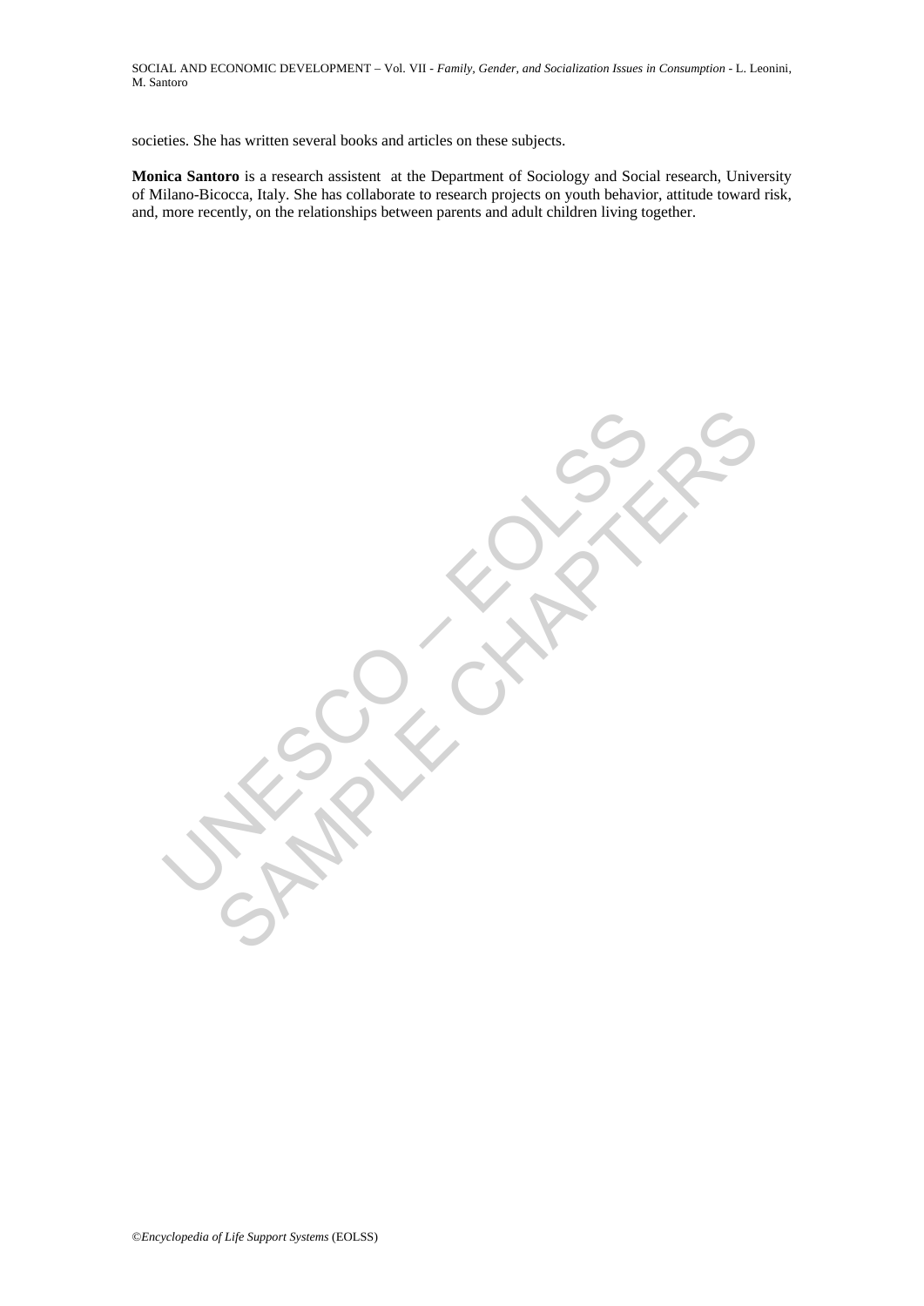societies. She has written several books and articles on these subjects.

**Monica Santoro** is a research assistent at the Department of Sociology and Social research, University of Milano-Bicocca, Italy. She has collaborate to research projects on youth behavior, attitude toward risk, and, more recently, on the relationships between parents and adult children living together.